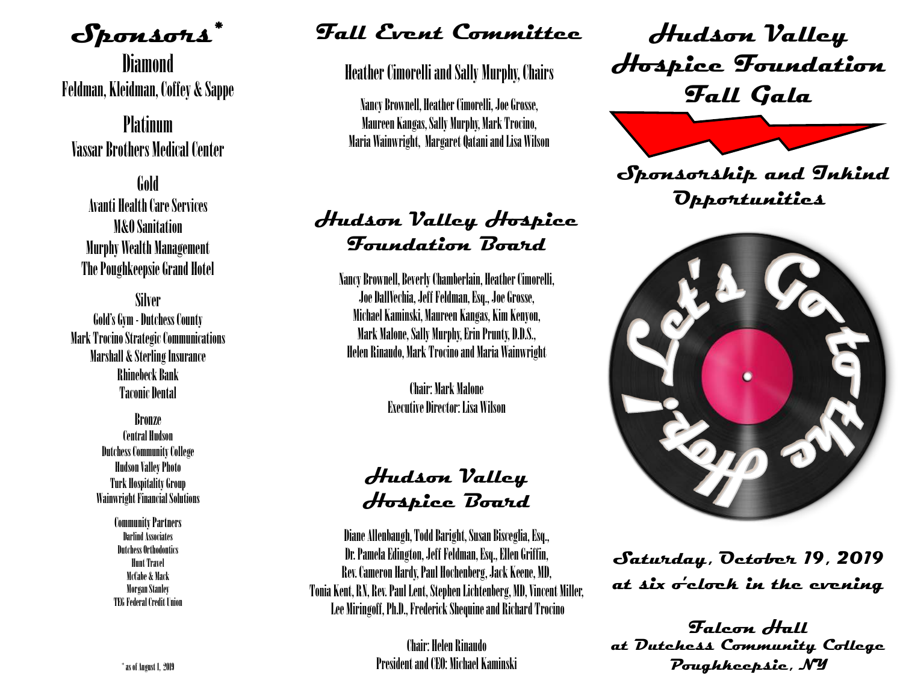# Sponsors*

## Diamond

Feldman, Kleidman, Coffey & Sappe

## Platinum

Vassar Brothers Medical Center

## Gold

Avanti Health Care Services
M&O Sanitation
Murphy Wealth Management
The Poughkeepsie Grand Hotel

## Silver

Gold's Gym - Dutchess County
Mark Trocino Strategic Communications
Marshall & Sterling Insurance
Rhinebeck Bank
Taconic Dental

## Bronze

Central Hudson
Dutchess Community College
Hudson Valley Photo
Turk Hospitality Group
Wainwright Financial Solutions

### Community Partners

Darlind Associates
Dutchess Orthodontics
Hunt Travel
McCabe & Mack
Morgan Stanley
TEG Federal Credit Union

* as of August 1, 2019

# Fall Event Committee

## Heather Cimorelli and Sally Murphy, Chairs

Nancy Brownell, Heather Cimorelli, Joe Grosse, Maureen Kangas, Sally Murphy, Mark Trocino, Maria Wainwright, Margaret Qatani and Lisa Wilson

# Hudson Valley Hospice Foundation Board

Nancy Brownell, Beverly Chamberlain, Heather Cimorelli, Joe DallVechia, Jeff Feldman, Esq., Joe Grosse, Michael Kaminski, Maureen Kangas, Kim Kenyon, Mark Malone, Sally Murphy, Erin Prunty, D.D.S., Helen Rinaudo, Mark Trocino and Maria Wainwright

Chair: Mark Malone
Executive Director: Lisa Wilson

# Hudson Valley Hospice Board

Diane Allenbaugh, Todd Baright, Susan Bisceglia, Esq., Dr. Pamela Edington, Jeff Feldman, Esq., Ellen Griffin, Rev. Cameron Hardy, Paul Hochenberg, Jack Keene, MD, Tonia Kent, RN, Rev. Paul Lent, Stephen Lichtenberg, MD, Vincent Miller, Lee Miringoff, Ph.D., Frederick Shequine and Richard Trocino

Chair: Helen Rinaudo
President and CEO: Michael Kaminski

# Hudson Valley Hospice Foundation Fall Gala

## Sponsorship and Inkind Opportunities

Let's Go to the Hop!

**Saturday, October 19, 2019 at six o'clock in the evening**

**Falcon Hall at Dutchess Community College Poughkeepsie, NY**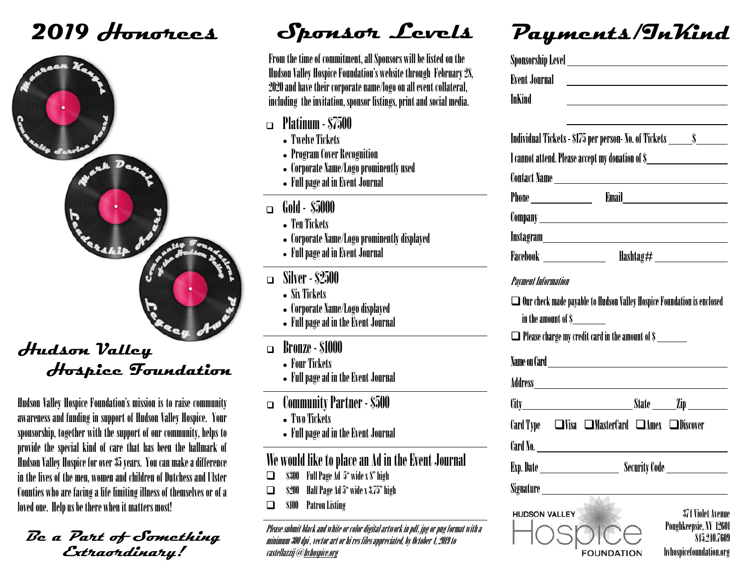# 2019 Honorees

Maureen Kangas
Community Service Award

Mark Dennis
Leadership Award

Community Foundations of the Hudson Valley
Legacy Award

## Hudson Valley Hospice Foundation

Hudson Valley Hospice Foundation's mission is to raise community awareness and funding in support of Hudson Valley Hospice. Your sponsorship, together with the support of our community, helps to provide the special kind of care that has been the hallmark of Hudson Valley Hospice for over 35 years. You can make a difference in the lives of the men, women and children of Dutchess and Ulster Counties who are facing a life limiting illness of themselves or of a loved one. Help us be there when it matters most!

*Be a Part of Something Extraordinary!*

# Sponsor Levels

From the time of commitment, all Sponsors will be listed on the Hudson Valley Hospice Foundation's website through February 28, 2020 and have their corporate name/logo on all event collateral, including the invitation, sponsor listings, print and social media.

- ❑ **Platinum - $7500**
  - Twelve Tickets
  - Program Cover Recognition
  - Corporate Name/Logo prominently used
  - Full page ad in Event Journal

- ❑ **Gold - $5000**
  - Ten Tickets
  - Corporate Name/Logo prominently displayed
  - Full page ad in Event Journal

- ❑ **Silver - $2500**
  - Six Tickets
  - Corporate Name/Logo displayed
  - Full page ad in the Event Journal

- ❑ **Bronze - $1000**
  - Four Tickets
  - Full page ad in the Event Journal

- ❑ **Community Partner - $500**
  - Two Tickets
  - Full page ad in the Event Journal

## We would like to place an Ad in the Event Journal

- ❑ $300 Full Page Ad 5" wide x 8" high
- ❑ $200 Half Page Ad 5" wide x 3.75" high
- ❑ $100 Patron Listing

*Please submit black and white or color digital artwork in pdf, jpg or png format with a minimum 300 dpi, vector art or hi res files appreciated, by October 1, 2019 to castellazzij@hvhospice.org*

# Payments/InKind

Sponsorship Level ______________________

Event Journal ______________________

InKind ______________________

______________________

Individual Tickets - $175 per person- No. of Tickets _____ $_______

I cannot attend. Please accept my donation of $______________

Contact Name ______________________

Phone ____________ Email ______________

Company ______________________

Instagram ______________________

Facebook ____________ Hashtag# ____________

*Payment Information*

❑ Our check made payable to Hudson Valley Hospice Foundation is enclosed in the amount of $_______

❑ Please charge my credit card in the amount of $ _______

Name on Card ______________________

Address ______________________

City ______________ State _____ Zip _______

Card Type ❑Visa ❑MasterCard ❑Amex ❑Discover

Card No. ______________________

Exp. Date ____________ Security Code ____________

Signature ______________________

HUDSON VALLEY Hospice FOUNDATION

374 Violet Avenue
Poughkeepsie, NY 12601
845.240.7609
hvhospicefoundation.org